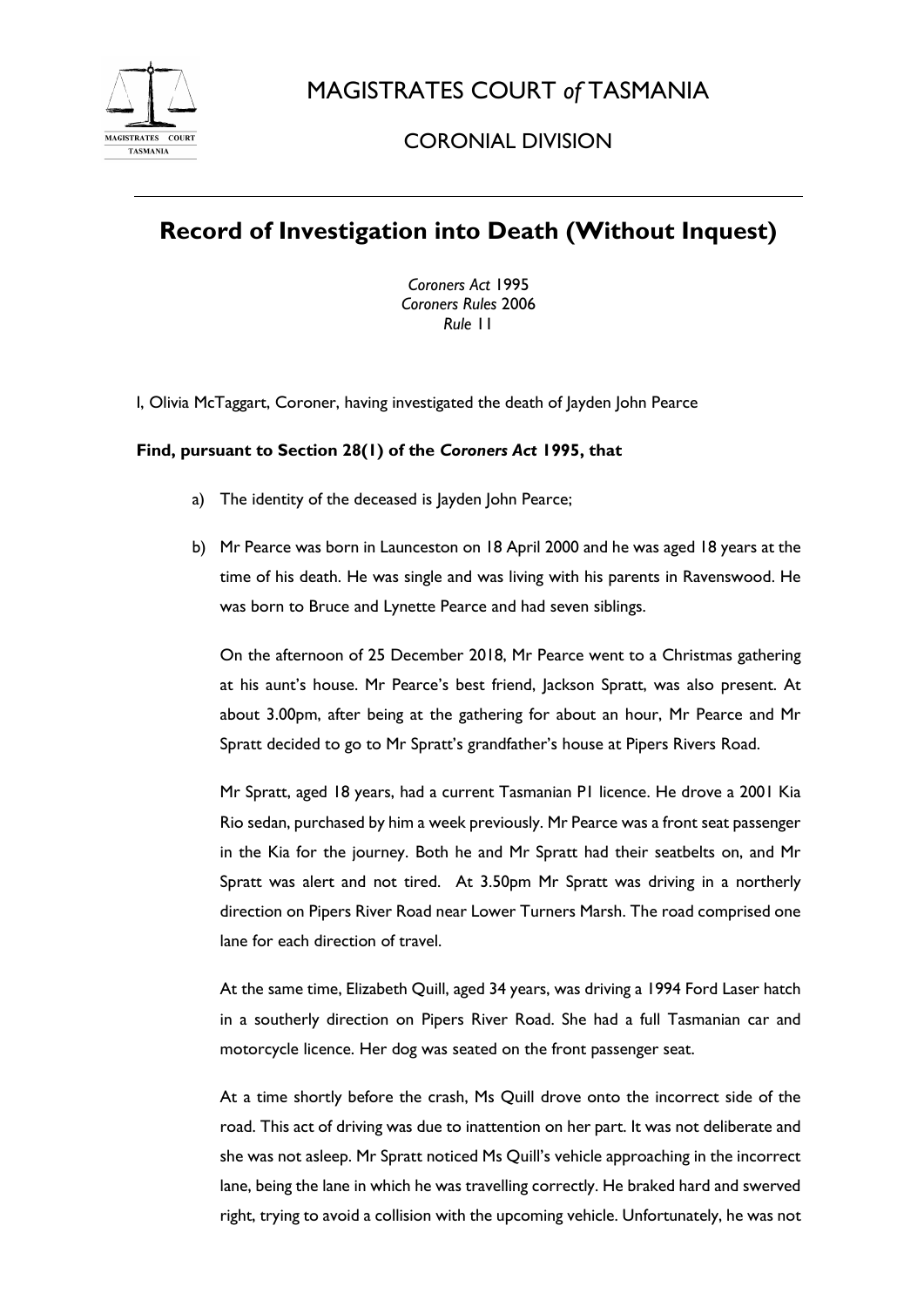# MAGISTRATES COURT *of* TASMANIA

## CORONIAL DIVISION

---

# Record of Investigation into Death (Without Inquest)

*Coroners Act* 1995
*Coroners Rules* 2006
*Rule* 11

I, Olivia McTaggart, Coroner, having investigated the death of Jayden John Pearce

**Find, pursuant to Section 28(1) of the *Coroners Act* 1995, that**

a) The identity of the deceased is Jayden John Pearce;

b) Mr Pearce was born in Launceston on 18 April 2000 and he was aged 18 years at the time of his death. He was single and was living with his parents in Ravenswood. He was born to Bruce and Lynette Pearce and had seven siblings.

   On the afternoon of 25 December 2018, Mr Pearce went to a Christmas gathering at his aunt's house. Mr Pearce's best friend, Jackson Spratt, was also present. At about 3.00pm, after being at the gathering for about an hour, Mr Pearce and Mr Spratt decided to go to Mr Spratt's grandfather's house at Pipers Rivers Road.

   Mr Spratt, aged 18 years, had a current Tasmanian P1 licence. He drove a 2001 Kia Rio sedan, purchased by him a week previously. Mr Pearce was a front seat passenger in the Kia for the journey. Both he and Mr Spratt had their seatbelts on, and Mr Spratt was alert and not tired. At 3.50pm Mr Spratt was driving in a northerly direction on Pipers River Road near Lower Turners Marsh. The road comprised one lane for each direction of travel.

   At the same time, Elizabeth Quill, aged 34 years, was driving a 1994 Ford Laser hatch in a southerly direction on Pipers River Road. She had a full Tasmanian car and motorcycle licence. Her dog was seated on the front passenger seat.

   At a time shortly before the crash, Ms Quill drove onto the incorrect side of the road. This act of driving was due to inattention on her part. It was not deliberate and she was not asleep. Mr Spratt noticed Ms Quill's vehicle approaching in the incorrect lane, being the lane in which he was travelling correctly. He braked hard and swerved right, trying to avoid a collision with the upcoming vehicle. Unfortunately, he was not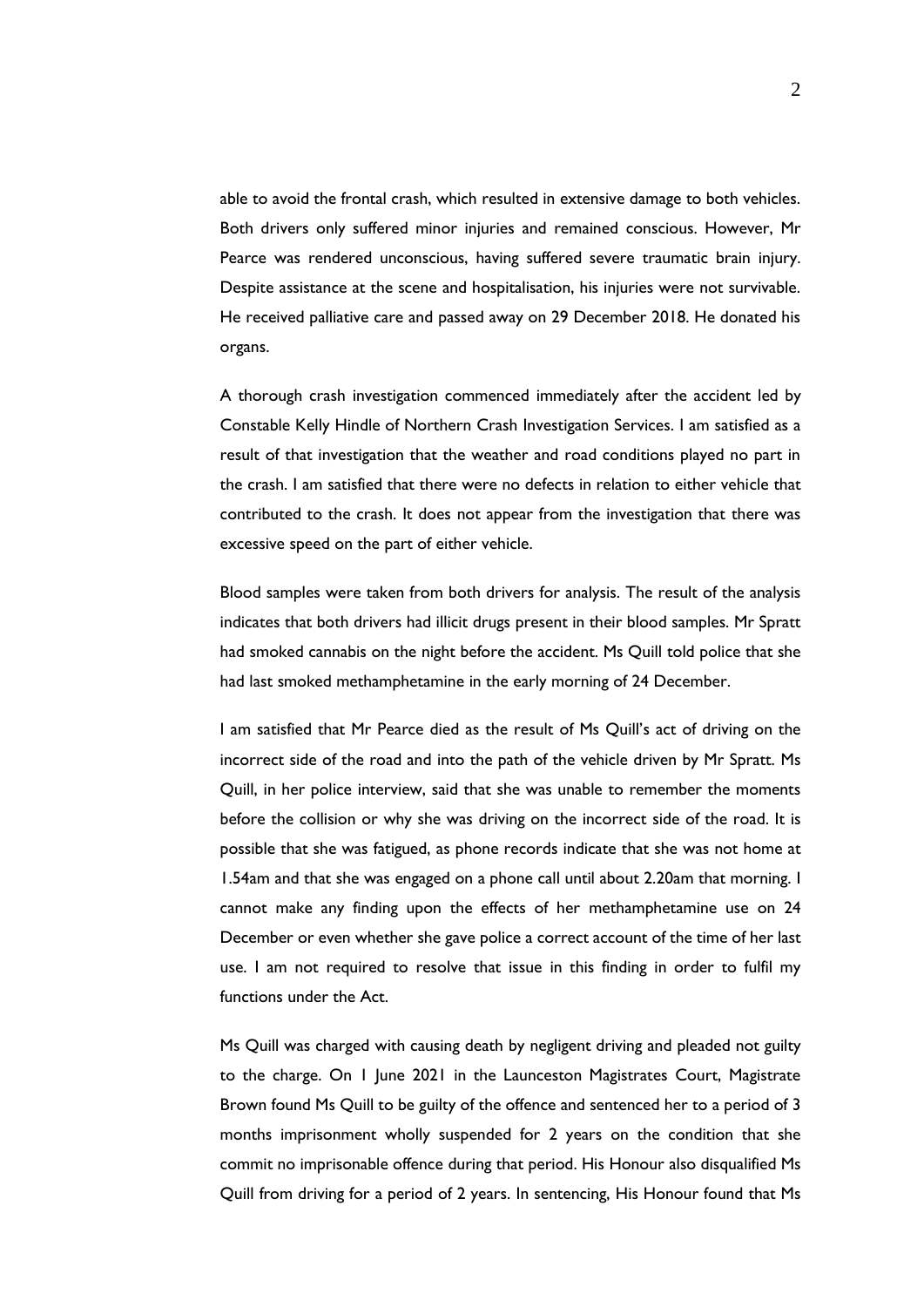able to avoid the frontal crash, which resulted in extensive damage to both vehicles. Both drivers only suffered minor injuries and remained conscious. However, Mr Pearce was rendered unconscious, having suffered severe traumatic brain injury. Despite assistance at the scene and hospitalisation, his injuries were not survivable. He received palliative care and passed away on 29 December 2018. He donated his organs.

A thorough crash investigation commenced immediately after the accident led by Constable Kelly Hindle of Northern Crash Investigation Services. I am satisfied as a result of that investigation that the weather and road conditions played no part in the crash. I am satisfied that there were no defects in relation to either vehicle that contributed to the crash. It does not appear from the investigation that there was excessive speed on the part of either vehicle.

Blood samples were taken from both drivers for analysis. The result of the analysis indicates that both drivers had illicit drugs present in their blood samples. Mr Spratt had smoked cannabis on the night before the accident. Ms Quill told police that she had last smoked methamphetamine in the early morning of 24 December.

I am satisfied that Mr Pearce died as the result of Ms Quill's act of driving on the incorrect side of the road and into the path of the vehicle driven by Mr Spratt. Ms Quill, in her police interview, said that she was unable to remember the moments before the collision or why she was driving on the incorrect side of the road. It is possible that she was fatigued, as phone records indicate that she was not home at 1.54am and that she was engaged on a phone call until about 2.20am that morning. I cannot make any finding upon the effects of her methamphetamine use on 24 December or even whether she gave police a correct account of the time of her last use. I am not required to resolve that issue in this finding in order to fulfil my functions under the Act.

Ms Quill was charged with causing death by negligent driving and pleaded not guilty to the charge. On 1 June 2021 in the Launceston Magistrates Court, Magistrate Brown found Ms Quill to be guilty of the offence and sentenced her to a period of 3 months imprisonment wholly suspended for 2 years on the condition that she commit no imprisonable offence during that period. His Honour also disqualified Ms Quill from driving for a period of 2 years. In sentencing, His Honour found that Ms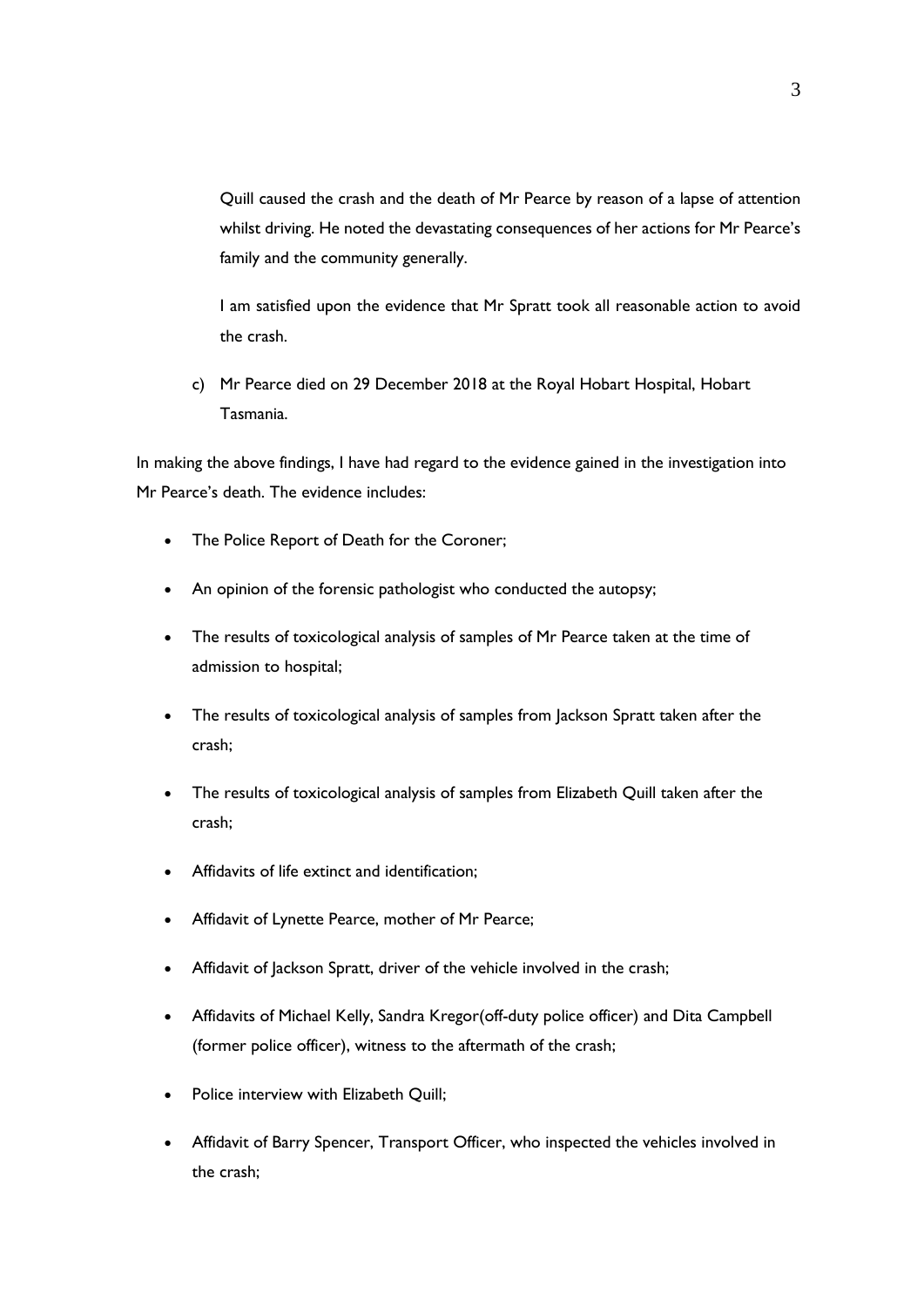Quill caused the crash and the death of Mr Pearce by reason of a lapse of attention whilst driving. He noted the devastating consequences of her actions for Mr Pearce's family and the community generally.

I am satisfied upon the evidence that Mr Spratt took all reasonable action to avoid the crash.

c) Mr Pearce died on 29 December 2018 at the Royal Hobart Hospital, Hobart Tasmania.

In making the above findings, I have had regard to the evidence gained in the investigation into Mr Pearce's death. The evidence includes:

- The Police Report of Death for the Coroner;
- An opinion of the forensic pathologist who conducted the autopsy;
- The results of toxicological analysis of samples of Mr Pearce taken at the time of admission to hospital;
- The results of toxicological analysis of samples from Jackson Spratt taken after the crash;
- The results of toxicological analysis of samples from Elizabeth Quill taken after the crash;
- Affidavits of life extinct and identification;
- Affidavit of Lynette Pearce, mother of Mr Pearce;
- Affidavit of Jackson Spratt, driver of the vehicle involved in the crash;
- Affidavits of Michael Kelly, Sandra Kregor(off-duty police officer) and Dita Campbell (former police officer), witness to the aftermath of the crash;
- Police interview with Elizabeth Quill;
- Affidavit of Barry Spencer, Transport Officer, who inspected the vehicles involved in the crash;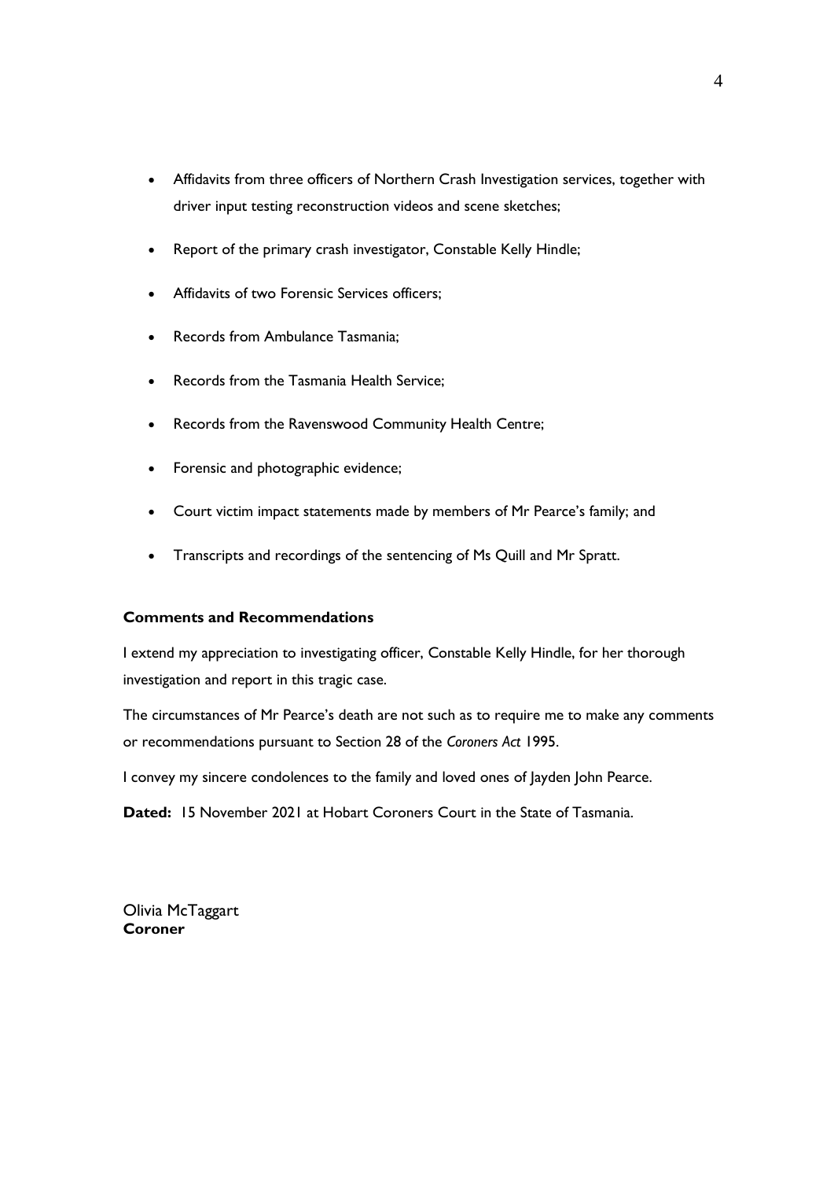- Affidavits from three officers of Northern Crash Investigation services, together with driver input testing reconstruction videos and scene sketches;
- Report of the primary crash investigator, Constable Kelly Hindle;
- Affidavits of two Forensic Services officers;
- Records from Ambulance Tasmania;
- Records from the Tasmania Health Service;
- Records from the Ravenswood Community Health Centre;
- Forensic and photographic evidence;
- Court victim impact statements made by members of Mr Pearce's family; and
- Transcripts and recordings of the sentencing of Ms Quill and Mr Spratt.

**Comments and Recommendations**

I extend my appreciation to investigating officer, Constable Kelly Hindle, for her thorough investigation and report in this tragic case.

The circumstances of Mr Pearce's death are not such as to require me to make any comments or recommendations pursuant to Section 28 of the *Coroners Act* 1995.

I convey my sincere condolences to the family and loved ones of Jayden John Pearce.

**Dated:** 15 November 2021 at Hobart Coroners Court in the State of Tasmania.

Olivia McTaggart
**Coroner**